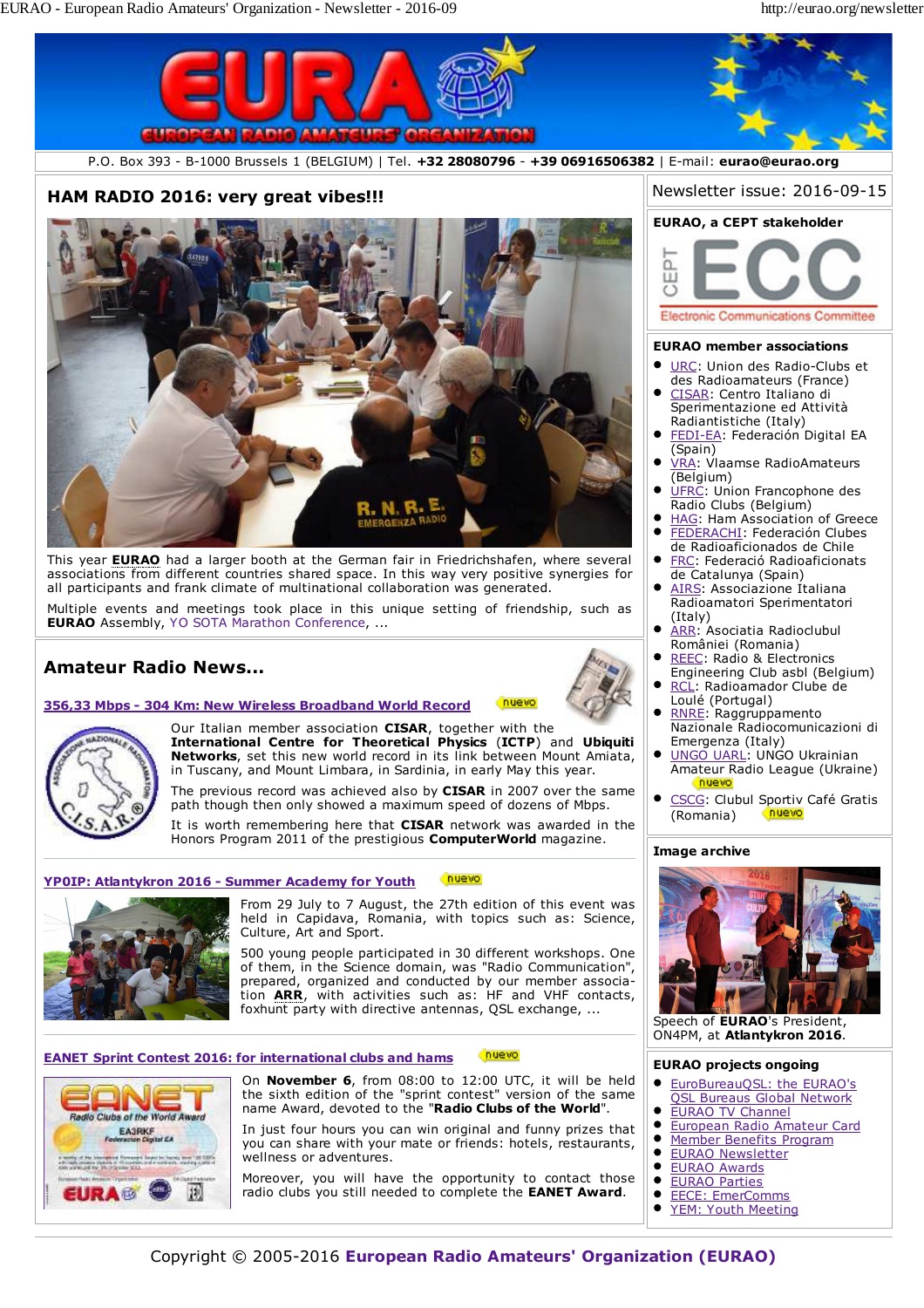# EURAO - EUROPEAN RADIO AMATEURS' ORGANIZATION

P.O. Box 393 - B-1000 Brussels 1 (BELGIUM) | Tel. **+32 28080796** - **+39 06916506382** | E-mail: **eurao@eurao.org**

## HAM RADIO 2016: very great vibes!!!

This year **EURAO** had a larger booth at the German fair in Friedrichshafen, where several associations from different countries shared space. In this way very positive synergies for all participants and frank climate of multinational collaboration was generated.

Multiple events and meetings took place in this unique setting of friendship, such as **EURAO** Assembly, YO SOTA Marathon Conference, ...

## Amateur Radio News...

### 356,33 Mbps - 304 Km: New Wireless Broadband World Record

nuevo

Our Italian member association **CISAR**, together with the **International Centre for Theoretical Physics** (**ICTP**) and **Ubiquiti Networks**, set this new world record in its link between Mount Amiata, in Tuscany, and Mount Limbara, in Sardinia, in early May this year.

The previous record was achieved also by **CISAR** in 2007 over the same path though then only showed a maximum speed of dozens of Mbps.

It is worth remembering here that **CISAR** network was awarded in the Honors Program 2011 of the prestigious **ComputerWorld** magazine.

### YP0IP: Atlantykron 2016 - Summer Academy for Youth

nuevo

From 29 July to 7 August, the 27th edition of this event was held in Capidava, Romania, with topics such as: Science, Culture, Art and Sport.

500 young people participated in 30 different workshops. One of them, in the Science domain, was "Radio Communication", prepared, organized and conducted by our member association **ARR**, with activities such as: HF and VHF contacts, foxhunt party with directive antennas, QSL exchange, ...

### EANET Sprint Contest 2016: for international clubs and hams

nuevo

On **November 6**, from 08:00 to 12:00 UTC, it will be held the sixth edition of the "sprint contest" version of the same name Award, devoted to the "**Radio Clubs of the World**".

In just four hours you can win original and funny prizes that you can share with your mate or friends: hotels, restaurants, wellness or adventures.

Moreover, you will have the opportunity to contact those radio clubs you still needed to complete the **EANET Award**.

---

Newsletter issue: 2016-09-15

### EURAO, a CEPT stakeholder

CEPT ECC — Electronic Communications Committee

### EURAO member associations

- URC: Union des Radio-Clubs et des Radioamateurs (France)
- CISAR: Centro Italiano di Sperimentazione ed Attività Radiantistiche (Italy)
- FEDI-EA: Federación Digital EA (Spain)
- VRA: Vlaamse RadioAmateurs (Belgium)
- UFRC: Union Francophone des Radio Clubs (Belgium)
- HAG: Ham Association of Greece
- FEDERACHI: Federación Clubes de Radioaficionados de Chile
- FRC: Federació Radioaficionats de Catalunya (Spain)
- AIRS: Associazione Italiana Radioamatori Sperimentatori (Italy)
- ARR: Asociatia Radioclubul României (Romania)
- REEC: Radio & Electronics Engineering Club asbl (Belgium)
- RCL: Radioamador Clube de Loulé (Portugal)
- RNRE: Raggruppamento Nazionale Radiocomunicazioni di Emergenza (Italy)
- UNGO UARL: UNGO Ukrainian Amateur Radio League (Ukraine) nuevo
- CSCG: Clubul Sportiv Café Gratis (Romania) nuevo

### Image archive

Speech of **EURAO**'s President, ON4PM, at **Atlantykron 2016**.

### EURAO projects ongoing

- EuroBureauQSL: the EURAO's QSL Bureaus Global Network
- EURAO TV Channel
- European Radio Amateur Card
- Member Benefits Program
- EURAO Newsletter
- EURAO Awards
- EURAO Parties
- EECE: EmerComms
- YEM: Youth Meeting

Copyright © 2005-2016 **European Radio Amateurs' Organization (EURAO)**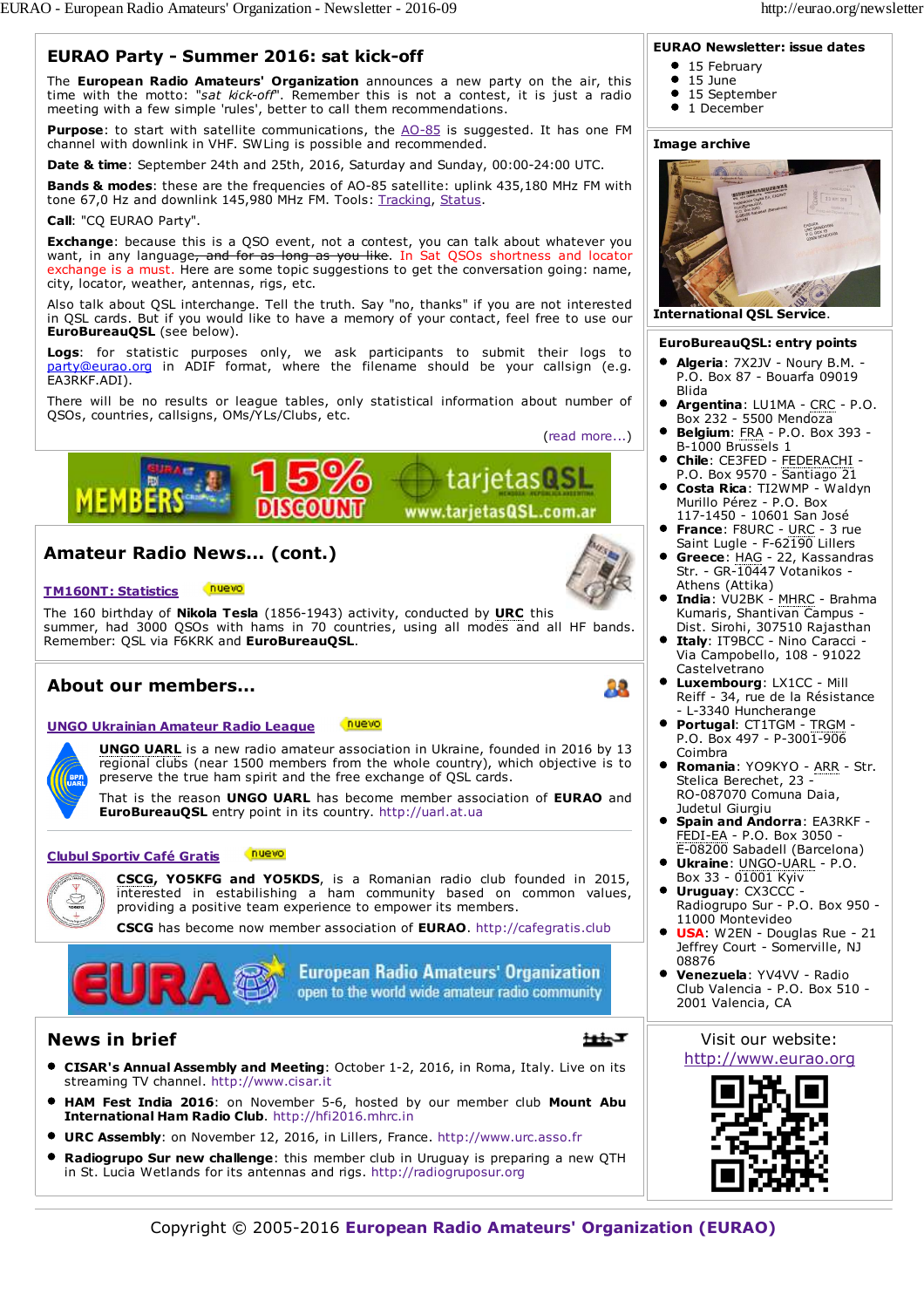## EURAO Party - Summer 2016: sat kick-off

The **European Radio Amateurs' Organization** announces a new party on the air, this time with the motto: "*sat kick-off*". Remember this is not a contest, it is just a radio meeting with a few simple 'rules', better to call them recommendations.

**Purpose**: to start with satellite communications, the AO-85 is suggested. It has one FM channel with downlink in VHF. SWLing is possible and recommended.

**Date & time**: September 24th and 25th, 2016, Saturday and Sunday, 00:00-24:00 UTC.

**Bands & modes**: these are the frequencies of AO-85 satellite: uplink 435,180 MHz FM with tone 67,0 Hz and downlink 145,980 MHz FM. Tools: Tracking, Status.

**Call**: "CQ EURAO Party".

**Exchange**: because this is a QSO event, not a contest, you can talk about whatever you want, in any language~~, and for as long as you like~~. In Sat QSOs shortness and locator exchange is a must. Here are some topic suggestions to get the conversation going: name, city, locator, weather, antennas, rigs, etc.

Also talk about QSL interchange. Tell the truth. Say "no, thanks" if you are not interested in QSL cards. But if you would like to have a memory of your contact, feel free to use our **EuroBureauQSL** (see below).

**Logs**: for statistic purposes only, we ask participants to submit their logs to party@eurao.org in ADIF format, where the filename should be your callsign (e.g. EA3RKF.ADI).

There will be no results or league tables, only statistical information about number of QSOs, countries, callsigns, OMs/YLs/Clubs, etc.

(read more...)

## Amateur Radio News... (cont.)

**TM160NT: Statistics** nuevo

The 160 birthday of **Nikola Tesla** (1856-1943) activity, conducted by **URC** this summer, had 3000 QSOs with hams in 70 countries, using all modes and all HF bands. Remember: QSL via F6KRK and **EuroBureauQSL**.

## About our members...

**UNGO Ukrainian Amateur Radio League** nuevo

**UNGO UARL** is a new radio amateur association in Ukraine, founded in 2016 by 13 regional clubs (near 1500 members from the whole country), which objective is to preserve the true ham spirit and the free exchange of QSL cards.

That is the reason **UNGO UARL** has become member association of **EURAO** and **EuroBureauQSL** entry point in its country. http://uarl.at.ua

**Clubul Sportiv Café Gratis** nuevo

**CSCG, YO5KFG and YO5KDS**, is a Romanian radio club founded in 2015, interested in estabilishing a ham community based on common values, providing a positive team experience to empower its members.

**CSCG** has become now member association of **EURAO**. http://cafegratis.club

## News in brief

- **CISAR's Annual Assembly and Meeting**: October 1-2, 2016, in Roma, Italy. Live on its streaming TV channel. http://www.cisar.it
- **HAM Fest India 2016**: on November 5-6, hosted by our member club **Mount Abu International Ham Radio Club**. http://hfi2016.mhrc.in
- **URC Assembly**: on November 12, 2016, in Lillers, France. http://www.urc.asso.fr
- **Radiogrupo Sur new challenge**: this member club in Uruguay is preparing a new QTH in St. Lucia Wetlands for its antennas and rigs. http://radiogruposur.org

### EURAO Newsletter: issue dates

- 15 February
- 15 June
- 15 September
- 1 December

### Image archive

International QSL Service.

### EuroBureauQSL: entry points

- **Algeria**: 7X2JV - Noury B.M. - P.O. Box 87 - Bouarfa 09019 Blida
- **Argentina**: LU1MA - CRC - P.O. Box 232 - 5500 Mendoza
- **Belgium**: FRA - P.O. Box 393 - B-1000 Brussels 1
- **Chile**: CE3FED - FEDERACHI - P.O. Box 9570 - Santiago 21
- **Costa Rica**: TI2WMP - Waldyn Murillo Pérez - P.O. Box 117-1450 - 10601 San José
- **France**: F8URC - URC - 3 rue Saint Lugle - F-62190 Lillers
- **Greece**: HAG - 22, Kassandras Str. - GR-10447 Votanikos - Athens (Attika)
- **India**: VU2BK - MHRC - Brahma Kumaris, Shantivan Campus - Dist. Sirohi, 307510 Rajasthan
- **Italy**: IT9BCC - Nino Caracci - Via Campobello, 108 - 91022 Castelvetrano
- **Luxembourg**: LX1CC - Mill Reiff - 34, rue de la Résistance - L-3340 Huncherange
- **Portugal**: CT1TGM - TRGM - P.O. Box 497 - P-3001-906 Coimbra
- **Romania**: YO9KYO - ARR - Str. Stelica Berechet, 23 - RO-087070 Comuna Daia, Judetul Giurgiu
- **Spain and Andorra**: EA3RKF - FEDI-EA - P.O. Box 3050 - E-08200 Sabadell (Barcelona)
- **Ukraine**: UNGO-UARL - P.O. Box 33 - 01001 Kyiv
- **Uruguay**: CX3CCC - Radiogrupo Sur - P.O. Box 950 - 11000 Montevideo
- **USA**: W2EN - Douglas Rue - 21 Jeffrey Court - Somerville, NJ 08876
- **Venezuela**: YV4VV - Radio Club Valencia - P.O. Box 510 - 2001 Valencia, CA

Visit our website:
http://www.eurao.org

Copyright © 2005-2016 **European Radio Amateurs' Organization (EURAO)**